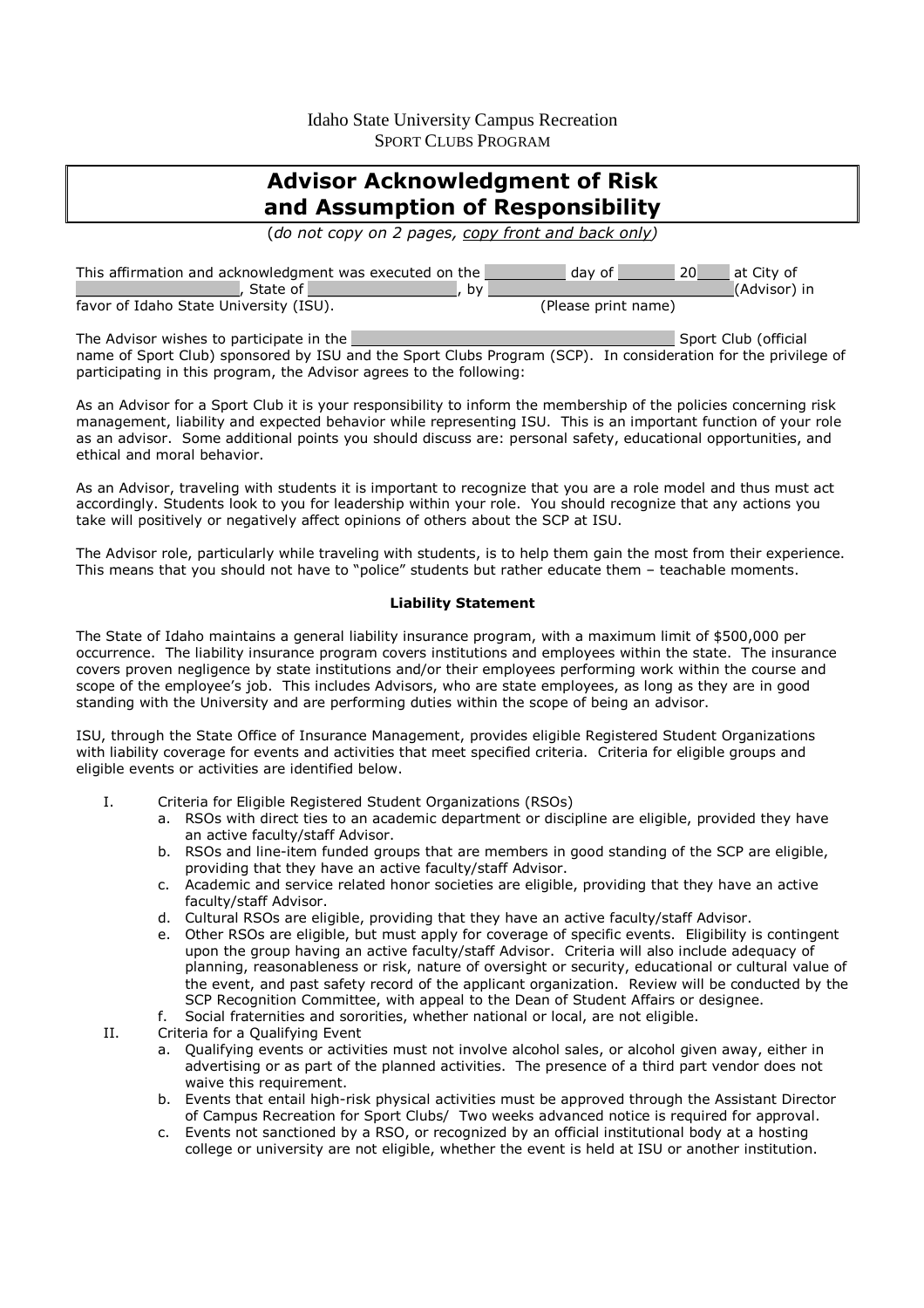Idaho State University Campus Recreation
SPORT CLUBS PROGRAM

# Advisor Acknowledgment of Risk and Assumption of Responsibility

(*do not copy on 2 pages, copy front and back only*)

This affirmation and acknowledgment was executed on the __________ day of _______ 20____ at City of ____________________, State of __________________, by ______________________________(Advisor) in favor of Idaho State University (ISU). (Please print name)

The Advisor wishes to participate in the ________________________________________ Sport Club (official name of Sport Club) sponsored by ISU and the Sport Clubs Program (SCP). In consideration for the privilege of participating in this program, the Advisor agrees to the following:

As an Advisor for a Sport Club it is your responsibility to inform the membership of the policies concerning risk management, liability and expected behavior while representing ISU. This is an important function of your role as an advisor. Some additional points you should discuss are: personal safety, educational opportunities, and ethical and moral behavior.

As an Advisor, traveling with students it is important to recognize that you are a role model and thus must act accordingly. Students look to you for leadership within your role. You should recognize that any actions you take will positively or negatively affect opinions of others about the SCP at ISU.

The Advisor role, particularly while traveling with students, is to help them gain the most from their experience. This means that you should not have to "police" students but rather educate them – teachable moments.

**Liability Statement**

The State of Idaho maintains a general liability insurance program, with a maximum limit of $500,000 per occurrence. The liability insurance program covers institutions and employees within the state. The insurance covers proven negligence by state institutions and/or their employees performing work within the course and scope of the employee's job. This includes Advisors, who are state employees, as long as they are in good standing with the University and are performing duties within the scope of being an advisor.

ISU, through the State Office of Insurance Management, provides eligible Registered Student Organizations with liability coverage for events and activities that meet specified criteria. Criteria for eligible groups and eligible events or activities are identified below.

I. Criteria for Eligible Registered Student Organizations (RSOs)
   a. RSOs with direct ties to an academic department or discipline are eligible, provided they have an active faculty/staff Advisor.
   b. RSOs and line-item funded groups that are members in good standing of the SCP are eligible, providing that they have an active faculty/staff Advisor.
   c. Academic and service related honor societies are eligible, providing that they have an active faculty/staff Advisor.
   d. Cultural RSOs are eligible, providing that they have an active faculty/staff Advisor.
   e. Other RSOs are eligible, but must apply for coverage of specific events. Eligibility is contingent upon the group having an active faculty/staff Advisor. Criteria will also include adequacy of planning, reasonableness or risk, nature of oversight or security, educational or cultural value of the event, and past safety record of the applicant organization. Review will be conducted by the SCP Recognition Committee, with appeal to the Dean of Student Affairs or designee.
   f. Social fraternities and sororities, whether national or local, are not eligible.

II. Criteria for a Qualifying Event
   a. Qualifying events or activities must not involve alcohol sales, or alcohol given away, either in advertising or as part of the planned activities. The presence of a third part vendor does not waive this requirement.
   b. Events that entail high-risk physical activities must be approved through the Assistant Director of Campus Recreation for Sport Clubs/ Two weeks advanced notice is required for approval.
   c. Events not sanctioned by a RSO, or recognized by an official institutional body at a hosting college or university are not eligible, whether the event is held at ISU or another institution.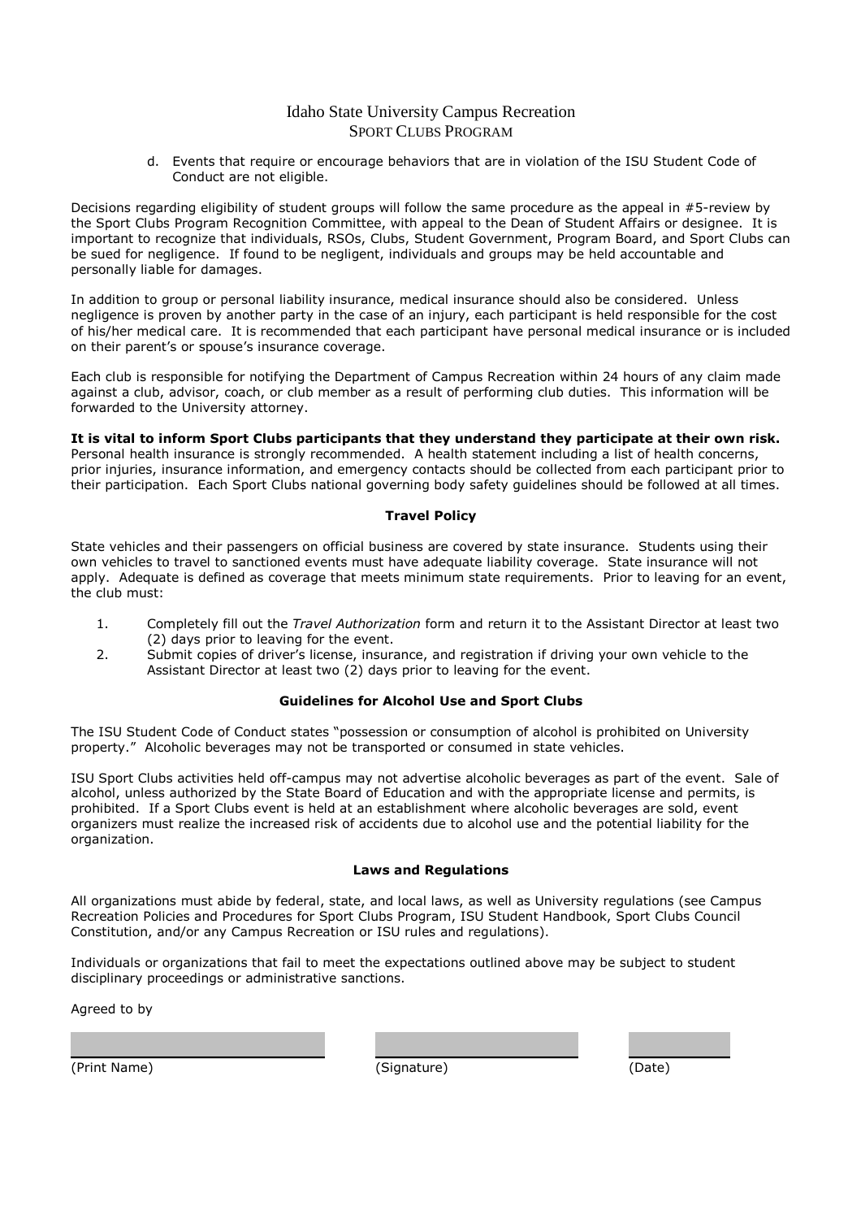d. Events that require or encourage behaviors that are in violation of the ISU Student Code of Conduct are not eligible.

Decisions regarding eligibility of student groups will follow the same procedure as the appeal in #5-review by the Sport Clubs Program Recognition Committee, with appeal to the Dean of Student Affairs or designee. It is important to recognize that individuals, RSOs, Clubs, Student Government, Program Board, and Sport Clubs can be sued for negligence. If found to be negligent, individuals and groups may be held accountable and personally liable for damages.

In addition to group or personal liability insurance, medical insurance should also be considered. Unless negligence is proven by another party in the case of an injury, each participant is held responsible for the cost of his/her medical care. It is recommended that each participant have personal medical insurance or is included on their parent's or spouse's insurance coverage.

Each club is responsible for notifying the Department of Campus Recreation within 24 hours of any claim made against a club, advisor, coach, or club member as a result of performing club duties. This information will be forwarded to the University attorney.

**It is vital to inform Sport Clubs participants that they understand they participate at their own risk.** Personal health insurance is strongly recommended. A health statement including a list of health concerns, prior injuries, insurance information, and emergency contacts should be collected from each participant prior to their participation. Each Sport Clubs national governing body safety guidelines should be followed at all times.

### Travel Policy

State vehicles and their passengers on official business are covered by state insurance. Students using their own vehicles to travel to sanctioned events must have adequate liability coverage. State insurance will not apply. Adequate is defined as coverage that meets minimum state requirements. Prior to leaving for an event, the club must:

1. Completely fill out the *Travel Authorization* form and return it to the Assistant Director at least two (2) days prior to leaving for the event.
2. Submit copies of driver's license, insurance, and registration if driving your own vehicle to the Assistant Director at least two (2) days prior to leaving for the event.

### Guidelines for Alcohol Use and Sport Clubs

The ISU Student Code of Conduct states "possession or consumption of alcohol is prohibited on University property." Alcoholic beverages may not be transported or consumed in state vehicles.

ISU Sport Clubs activities held off-campus may not advertise alcoholic beverages as part of the event. Sale of alcohol, unless authorized by the State Board of Education and with the appropriate license and permits, is prohibited. If a Sport Clubs event is held at an establishment where alcoholic beverages are sold, event organizers must realize the increased risk of accidents due to alcohol use and the potential liability for the organization.

### Laws and Regulations

All organizations must abide by federal, state, and local laws, as well as University regulations (see Campus Recreation Policies and Procedures for Sport Clubs Program, ISU Student Handbook, Sport Clubs Council Constitution, and/or any Campus Recreation or ISU rules and regulations).

Individuals or organizations that fail to meet the expectations outlined above may be subject to student disciplinary proceedings or administrative sanctions.

Agreed to by

______________________ ______________________ __________

(Print Name) (Signature) (Date)